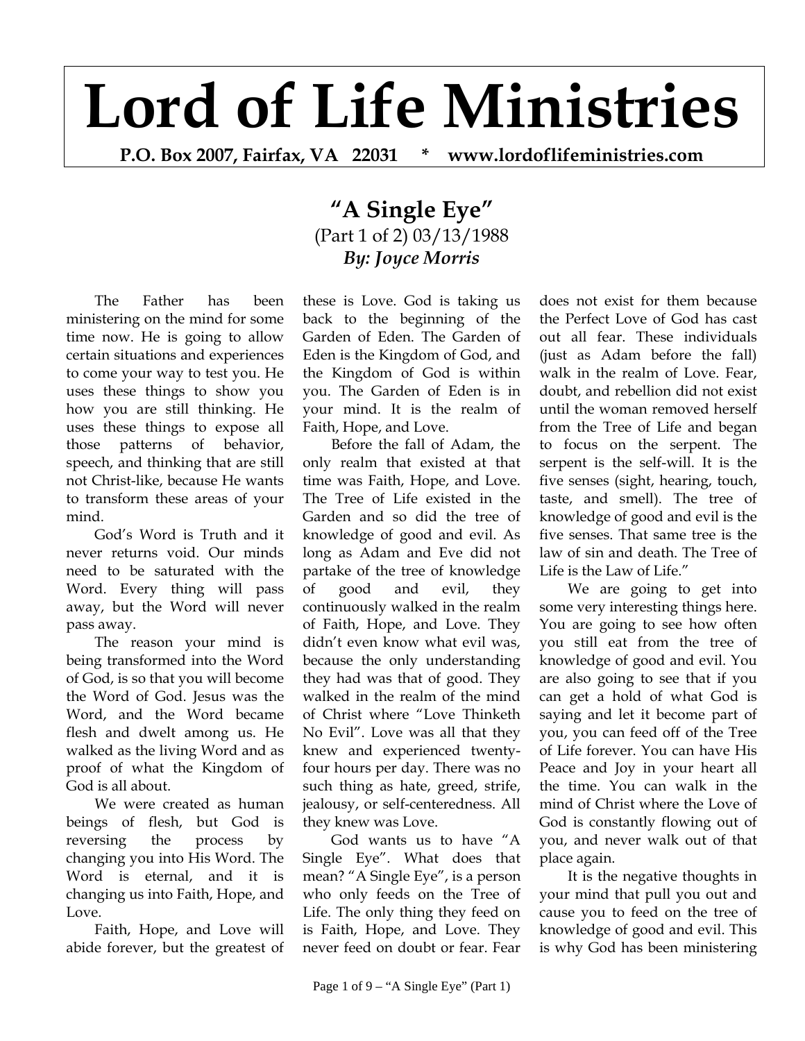# Lord of Life Ministries

**P.O. Box 2007, Fairfax, VA 22031 * www.lordoflifeministries.com**

## "A Single Eye"

(Part 1 of 2) 03/13/1988

***By: Joyce Morris***

The Father has been ministering on the mind for some time now. He is going to allow certain situations and experiences to come your way to test you. He uses these things to show you how you are still thinking. He uses these things to expose all those patterns of behavior, speech, and thinking that are still not Christ-like, because He wants to transform these areas of your mind.

God's Word is Truth and it never returns void. Our minds need to be saturated with the Word. Every thing will pass away, but the Word will never pass away.

The reason your mind is being transformed into the Word of God, is so that you will become the Word of God. Jesus was the Word, and the Word became flesh and dwelt among us. He walked as the living Word and as proof of what the Kingdom of God is all about.

We were created as human beings of flesh, but God is reversing the process by changing you into His Word. The Word is eternal, and it is changing us into Faith, Hope, and Love.

Faith, Hope, and Love will abide forever, but the greatest of these is Love. God is taking us back to the beginning of the Garden of Eden. The Garden of Eden is the Kingdom of God, and the Kingdom of God is within you. The Garden of Eden is in your mind. It is the realm of Faith, Hope, and Love.

Before the fall of Adam, the only realm that existed at that time was Faith, Hope, and Love. The Tree of Life existed in the Garden and so did the tree of knowledge of good and evil. As long as Adam and Eve did not partake of the tree of knowledge of good and evil, they continuously walked in the realm of Faith, Hope, and Love. They didn't even know what evil was, because the only understanding they had was that of good. They walked in the realm of the mind of Christ where "Love Thinketh No Evil". Love was all that they knew and experienced twenty-four hours per day. There was no such thing as hate, greed, strife, jealousy, or self-centeredness. All they knew was Love.

God wants us to have "A Single Eye". What does that mean? "A Single Eye", is a person who only feeds on the Tree of Life. The only thing they feed on is Faith, Hope, and Love. They never feed on doubt or fear. Fear does not exist for them because the Perfect Love of God has cast out all fear. These individuals (just as Adam before the fall) walk in the realm of Love. Fear, doubt, and rebellion did not exist until the woman removed herself from the Tree of Life and began to focus on the serpent. The serpent is the self-will. It is the five senses (sight, hearing, touch, taste, and smell). The tree of knowledge of good and evil is the five senses. That same tree is the law of sin and death. The Tree of Life is the Law of Life."

We are going to get into some very interesting things here. You are going to see how often you still eat from the tree of knowledge of good and evil. You are also going to see that if you can get a hold of what God is saying and let it become part of you, you can feed off of the Tree of Life forever. You can have His Peace and Joy in your heart all the time. You can walk in the mind of Christ where the Love of God is constantly flowing out of you, and never walk out of that place again.

It is the negative thoughts in your mind that pull you out and cause you to feed on the tree of knowledge of good and evil. This is why God has been ministering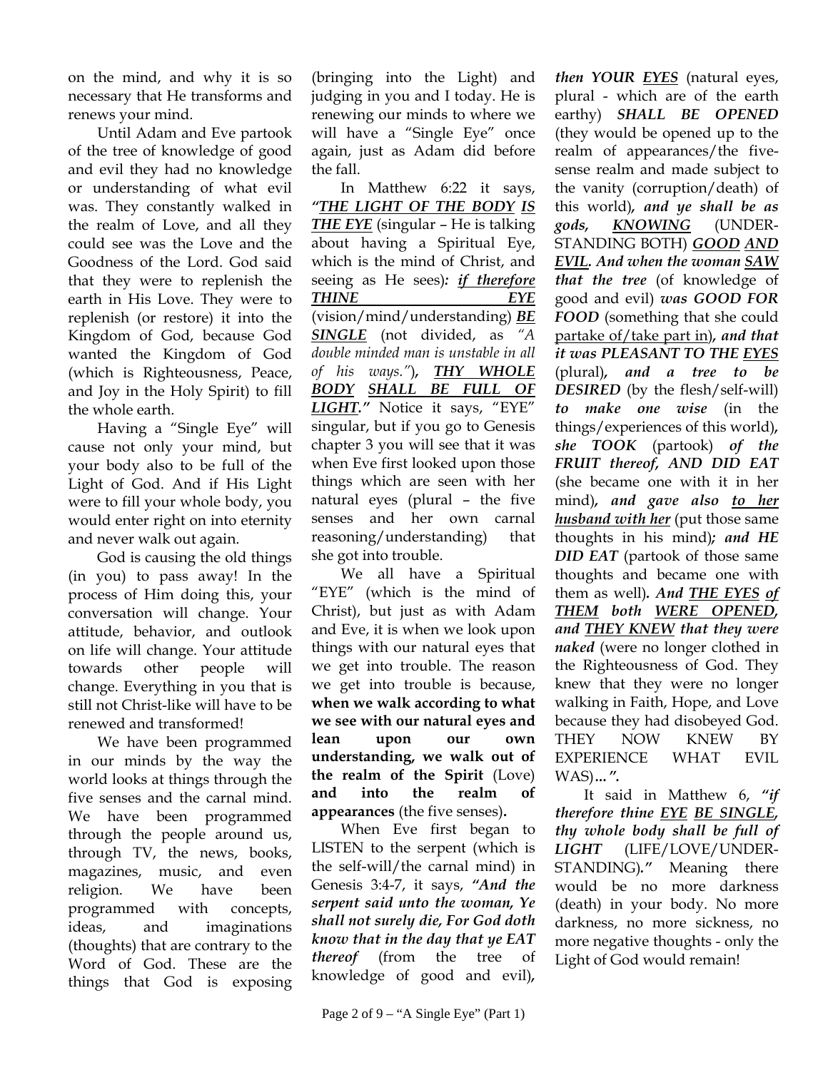on the mind, and why it is so necessary that He transforms and renews your mind.

Until Adam and Eve partook of the tree of knowledge of good and evil they had no knowledge or understanding of what evil was. They constantly walked in the realm of Love, and all they could see was the Love and the Goodness of the Lord. God said that they were to replenish the earth in His Love. They were to replenish (or restore) it into the Kingdom of God, because God wanted the Kingdom of God (which is Righteousness, Peace, and Joy in the Holy Spirit) to fill the whole earth.

Having a "Single Eye" will cause not only your mind, but your body also to be full of the Light of God. And if His Light were to fill your whole body, you would enter right on into eternity and never walk out again.

God is causing the old things (in you) to pass away! In the process of Him doing this, your conversation will change. Your attitude, behavior, and outlook on life will change. Your attitude towards other people will change. Everything in you that is still not Christ-like will have to be renewed and transformed!

We have been programmed in our minds by the way the world looks at things through the five senses and the carnal mind. We have been programmed through the people around us, through TV, the news, books, magazines, music, and even religion. We have been programmed with concepts, ideas, and imaginations (thoughts) that are contrary to the Word of God. These are the things that God is exposing (bringing into the Light) and judging in you and I today. He is renewing our minds to where we will have a "Single Eye" once again, just as Adam did before the fall.

In Matthew 6:22 it says, ***"THE LIGHT OF THE BODY IS THE EYE*** (singular – He is talking about having a Spiritual Eye, which is the mind of Christ, and seeing as He sees)***: if therefore THINE EYE*** (vision/mind/understanding) ***BE SINGLE*** (not divided, as *"A double minded man is unstable in all of his ways."*)***, THY WHOLE BODY SHALL BE FULL OF LIGHT."*** Notice it says, "EYE" singular, but if you go to Genesis chapter 3 you will see that it was when Eve first looked upon those things which are seen with her natural eyes (plural – the five senses and her own carnal reasoning/understanding) that she got into trouble.

We all have a Spiritual "EYE" (which is the mind of Christ), but just as with Adam and Eve, it is when we look upon things with our natural eyes that we get into trouble. The reason we get into trouble is because, **when we walk according to what we see with our natural eyes and lean upon our own understanding, we walk out of the realm of the Spirit** (Love) **and into the realm of appearances** (the five senses)**.**

When Eve first began to LISTEN to the serpent (which is the self-will/the carnal mind) in Genesis 3:4-7, it says, ***"And the serpent said unto the woman, Ye shall not surely die, For God doth know that in the day that ye EAT thereof*** (from the tree of knowledge of good and evil)***, then YOUR EYES*** (natural eyes, plural - which are of the earth earthy) ***SHALL BE OPENED*** (they would be opened up to the realm of appearances/the five-sense realm and made subject to the vanity (corruption/death) of this world)***, and ye shall be as gods, KNOWING*** (UNDERSTANDING BOTH) ***GOOD AND EVIL. And when the woman SAW that the tree*** (of knowledge of good and evil) ***was GOOD FOR FOOD*** (something that she could partake of/take part in)***, and that it was PLEASANT TO THE EYES*** (plural)***, and a tree to be DESIRED*** (by the flesh/self-will) ***to make one wise*** (in the things/experiences of this world)***, she TOOK*** (partook) ***of the FRUIT thereof, AND DID EAT*** (she became one with it in her mind)***, and gave also to her husband with her*** (put those same thoughts in his mind)***; and HE DID EAT*** (partook of those same thoughts and became one with them as well)***. And THE EYES of THEM both WERE OPENED, and THEY KNEW that they were naked*** (were no longer clothed in the Righteousness of God. They knew that they were no longer walking in Faith, Hope, and Love because they had disobeyed God. THEY NOW KNEW BY EXPERIENCE WHAT EVIL WAS)***…".***

It said in Matthew 6, ***"if therefore thine EYE BE SINGLE, thy whole body shall be full of LIGHT*** (LIFE/LOVE/UNDERSTANDING)***."*** Meaning there would be no more darkness (death) in your body. No more darkness, no more sickness, no more negative thoughts - only the Light of God would remain!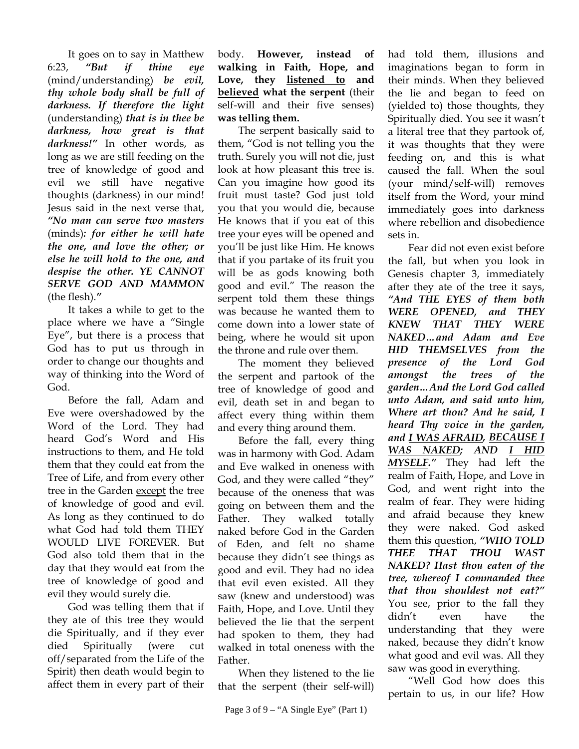It goes on to say in Matthew 6:23, ***"But if thine eye*** (mind/understanding) ***be evil, thy whole body shall be full of darkness. If therefore the light*** (understanding) ***that is in thee be darkness, how great is that darkness!"*** In other words, as long as we are still feeding on the tree of knowledge of good and evil we still have negative thoughts (darkness) in our mind! Jesus said in the next verse that, ***"No man can serve two masters*** (minds)***: for either he will hate the one, and love the other; or else he will hold to the one, and despise the other. YE CANNOT SERVE GOD AND MAMMON*** (the flesh)***."***

It takes a while to get to the place where we have a "Single Eye", but there is a process that God has to put us through in order to change our thoughts and way of thinking into the Word of God.

Before the fall, Adam and Eve were overshadowed by the Word of the Lord. They had heard God's Word and His instructions to them, and He told them that they could eat from the Tree of Life, and from every other tree in the Garden <u>except</u> the tree of knowledge of good and evil. As long as they continued to do what God had told them THEY WOULD LIVE FOREVER. But God also told them that in the day that they would eat from the tree of knowledge of good and evil they would surely die.

God was telling them that if they ate of this tree they would die Spiritually, and if they ever died Spiritually (were cut off/separated from the Life of the Spirit) then death would begin to affect them in every part of their body. **However, instead of walking in Faith, Hope, and Love, they <u>listened to</u> and <u>believed</u> what the serpent** (their self-will and their five senses) **was telling them.**

The serpent basically said to them, "God is not telling you the truth. Surely you will not die, just look at how pleasant this tree is. Can you imagine how good its fruit must taste? God just told you that you would die, because He knows that if you eat of this tree your eyes will be opened and you'll be just like Him. He knows that if you partake of its fruit you will be as gods knowing both good and evil." The reason the serpent told them these things was because he wanted them to come down into a lower state of being, where he would sit upon the throne and rule over them.

The moment they believed the serpent and partook of the tree of knowledge of good and evil, death set in and began to affect every thing within them and every thing around them.

Before the fall, every thing was in harmony with God. Adam and Eve walked in oneness with God, and they were called "they" because of the oneness that was going on between them and the Father. They walked totally naked before God in the Garden of Eden, and felt no shame because they didn't see things as good and evil. They had no idea that evil even existed. All they saw (knew and understood) was Faith, Hope, and Love. Until they believed the lie that the serpent had spoken to them, they had walked in total oneness with the Father.

When they listened to the lie that the serpent (their self-will) had told them, illusions and imaginations began to form in their minds. When they believed the lie and began to feed on (yielded to) those thoughts, they Spiritually died. You see it wasn't a literal tree that they partook of, it was thoughts that they were feeding on, and this is what caused the fall. When the soul (your mind/self-will) removes itself from the Word, your mind immediately goes into darkness where rebellion and disobedience sets in.

Fear did not even exist before the fall, but when you look in Genesis chapter 3, immediately after they ate of the tree it says, ***"And THE EYES of them both WERE OPENED, and THEY KNEW THAT THEY WERE NAKED…and Adam and Eve HID THEMSELVES from the presence of the Lord God amongst the trees of the garden…And the Lord God called unto Adam, and said unto him, Where art thou? And he said, I heard Thy voice in the garden, and <u>I WAS AFRAID</u>, <u>BECAUSE I WAS NAKED</u>; AND <u>I HID MYSELF</u>."*** They had left the realm of Faith, Hope, and Love in God, and went right into the realm of fear. They were hiding and afraid because they knew they were naked. God asked them this question, ***"WHO TOLD THEE THAT THOU WAST NAKED? Hast thou eaten of the tree, whereof I commanded thee that thou shouldest not eat?"*** You see, prior to the fall they didn't even have the understanding that they were naked, because they didn't know what good and evil was. All they saw was good in everything.

"Well God how does this pertain to us, in our life? How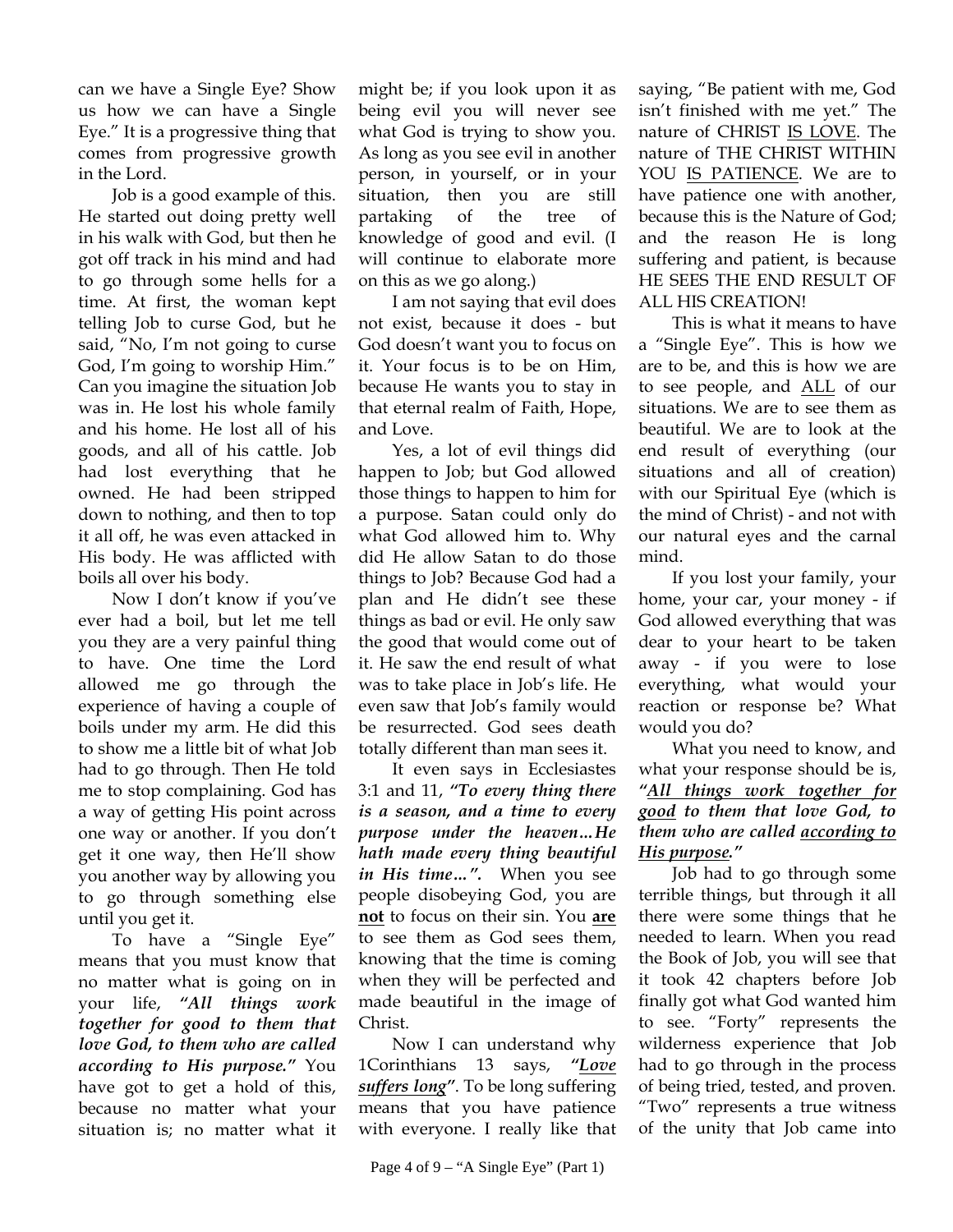can we have a Single Eye? Show us how we can have a Single Eye." It is a progressive thing that comes from progressive growth in the Lord.

Job is a good example of this. He started out doing pretty well in his walk with God, but then he got off track in his mind and had to go through some hells for a time. At first, the woman kept telling Job to curse God, but he said, "No, I'm not going to curse God, I'm going to worship Him." Can you imagine the situation Job was in. He lost his whole family and his home. He lost all of his goods, and all of his cattle. Job had lost everything that he owned. He had been stripped down to nothing, and then to top it all off, he was even attacked in His body. He was afflicted with boils all over his body.

Now I don't know if you've ever had a boil, but let me tell you they are a very painful thing to have. One time the Lord allowed me go through the experience of having a couple of boils under my arm. He did this to show me a little bit of what Job had to go through. Then He told me to stop complaining. God has a way of getting His point across one way or another. If you don't get it one way, then He'll show you another way by allowing you to go through something else until you get it.

To have a "Single Eye" means that you must know that no matter what is going on in your life, ***"All things work together for good to them that love God, to them who are called according to His purpose."*** You have got to get a hold of this, because no matter what your situation is; no matter what it might be; if you look upon it as being evil you will never see what God is trying to show you. As long as you see evil in another person, in yourself, or in your situation, then you are still partaking of the tree of knowledge of good and evil. (I will continue to elaborate more on this as we go along.)

I am not saying that evil does not exist, because it does - but God doesn't want you to focus on it. Your focus is to be on Him, because He wants you to stay in that eternal realm of Faith, Hope, and Love.

Yes, a lot of evil things did happen to Job; but God allowed those things to happen to him for a purpose. Satan could only do what God allowed him to. Why did He allow Satan to do those things to Job? Because God had a plan and He didn't see these things as bad or evil. He only saw the good that would come out of it. He saw the end result of what was to take place in Job's life. He even saw that Job's family would be resurrected. God sees death totally different than man sees it.

It even says in Ecclesiastes 3:1 and 11, ***"To every thing there is a season, and a time to every purpose under the heaven…He hath made every thing beautiful in His time…".*** When you see people disobeying God, you are <u>**not**</u> to focus on their sin. You <u>**are**</u> to see them as God sees them, knowing that the time is coming when they will be perfected and made beautiful in the image of Christ.

Now I can understand why 1Corinthians 13 says, ***"<u>Love suffers long</u>"***. To be long suffering means that you have patience with everyone. I really like that saying, "Be patient with me, God isn't finished with me yet." The nature of CHRIST <u>IS LOVE</u>. The nature of THE CHRIST WITHIN YOU <u>IS PATIENCE</u>. We are to have patience one with another, because this is the Nature of God; and the reason He is long suffering and patient, is because HE SEES THE END RESULT OF ALL HIS CREATION!

This is what it means to have a "Single Eye". This is how we are to be, and this is how we are to see people, and <u>ALL</u> of our situations. We are to see them as beautiful. We are to look at the end result of everything (our situations and all of creation) with our Spiritual Eye (which is the mind of Christ) - and not with our natural eyes and the carnal mind.

If you lost your family, your home, your car, your money - if God allowed everything that was dear to your heart to be taken away - if you were to lose everything, what would your reaction or response be? What would you do?

What you need to know, and what your response should be is, ***"<u>All things work together for good</u> to them that love God, to them who are called <u>according to His purpose</u>."***

Job had to go through some terrible things, but through it all there were some things that he needed to learn. When you read the Book of Job, you will see that it took 42 chapters before Job finally got what God wanted him to see. "Forty" represents the wilderness experience that Job had to go through in the process of being tried, tested, and proven. "Two" represents a true witness of the unity that Job came into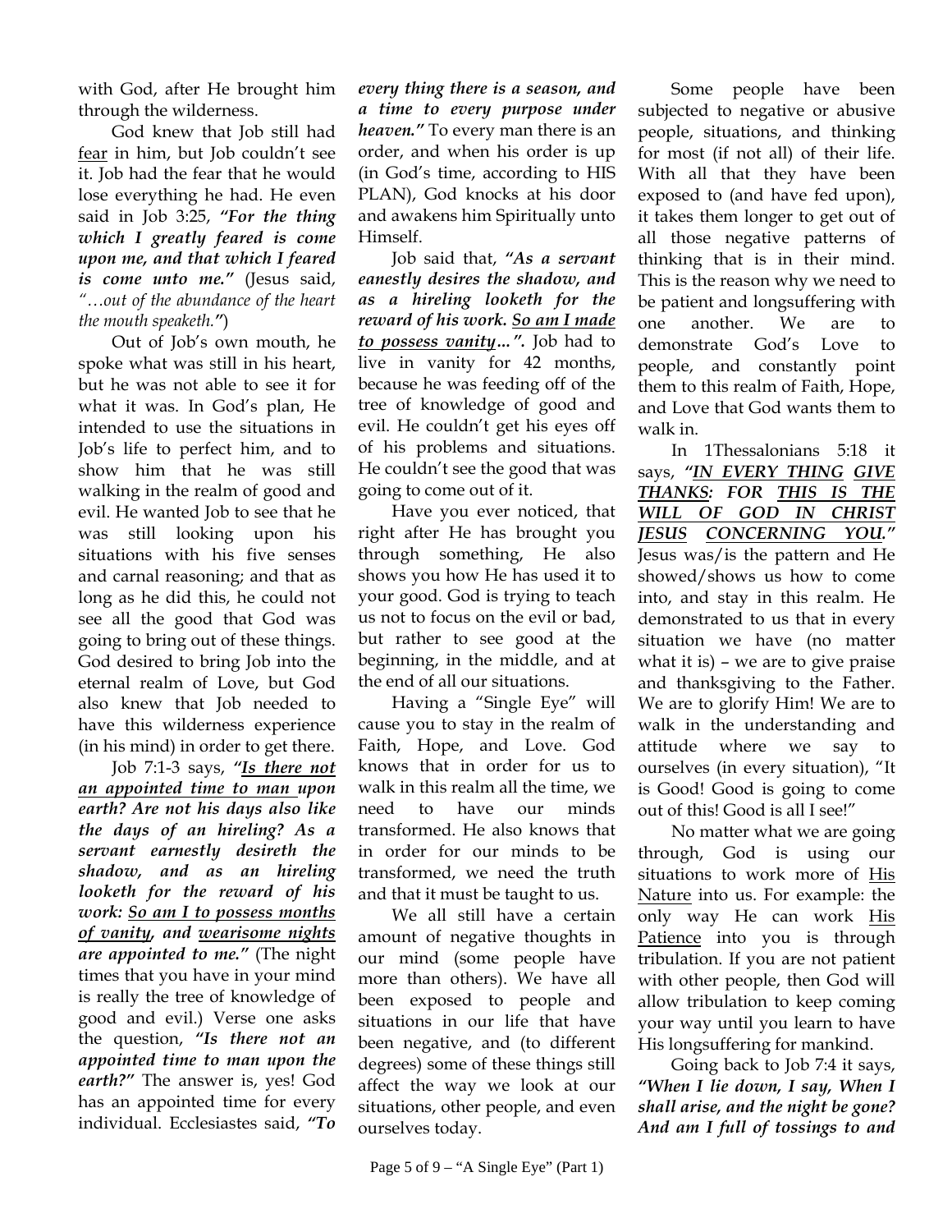with God, after He brought him through the wilderness.

God knew that Job still had <u>fear</u> in him, but Job couldn't see it. Job had the fear that he would lose everything he had. He even said in Job 3:25, ***"For the thing which I greatly feared is come upon me, and that which I feared is come unto me."*** (Jesus said, *"…out of the abundance of the heart the mouth speaketh."*)

Out of Job's own mouth, he spoke what was still in his heart, but he was not able to see it for what it was. In God's plan, He intended to use the situations in Job's life to perfect him, and to show him that he was still walking in the realm of good and evil. He wanted Job to see that he was still looking upon his situations with his five senses and carnal reasoning; and that as long as he did this, he could not see all the good that God was going to bring out of these things. God desired to bring Job into the eternal realm of Love, but God also knew that Job needed to have this wilderness experience (in his mind) in order to get there.

Job 7:1-3 says, ***"<u>Is there not an appointed time to man</u> upon earth? Are not his days also like the days of an hireling? As a servant earnestly desireth the shadow, and as an hireling looketh for the reward of his work: <u>So am I to possess months of vanity</u>, and <u>wearisome nights</u> are appointed to me."*** (The night times that you have in your mind is really the tree of knowledge of good and evil.) Verse one asks the question, ***"Is there not an appointed time to man upon the earth?"*** The answer is, yes! God has an appointed time for every individual. Ecclesiastes said, ***"To every thing there is a season, and a time to every purpose under heaven."*** To every man there is an order, and when his order is up (in God's time, according to HIS PLAN), God knocks at his door and awakens him Spiritually unto Himself.

Job said that, ***"As a servant eanestly desires the shadow, and as a hireling looketh for the reward of his work. <u>So am I made to possess vanity</u>…".*** Job had to live in vanity for 42 months, because he was feeding off of the tree of knowledge of good and evil. He couldn't get his eyes off of his problems and situations. He couldn't see the good that was going to come out of it.

Have you ever noticed, that right after He has brought you through something, He also shows you how He has used it to your good. God is trying to teach us not to focus on the evil or bad, but rather to see good at the beginning, in the middle, and at the end of all our situations.

Having a "Single Eye" will cause you to stay in the realm of Faith, Hope, and Love. God knows that in order for us to walk in this realm all the time, we need to have our minds transformed. He also knows that in order for our minds to be transformed, we need the truth and that it must be taught to us.

We all still have a certain amount of negative thoughts in our mind (some people have more than others). We have all been exposed to people and situations in our life that have been negative, and (to different degrees) some of these things still affect the way we look at our situations, other people, and even ourselves today.

Some people have been subjected to negative or abusive people, situations, and thinking for most (if not all) of their life. With all that they have been exposed to (and have fed upon), it takes them longer to get out of all those negative patterns of thinking that is in their mind. This is the reason why we need to be patient and longsuffering with one another. We are to demonstrate God's Love to people, and constantly point them to this realm of Faith, Hope, and Love that God wants them to walk in.

In 1Thessalonians 5:18 it says, ***"<u>IN EVERY THING</u> <u>GIVE THANKS</u>: FOR <u>THIS IS THE WILL OF GOD IN CHRIST JESUS</u> <u>CONCERNING YOU</u>."*** Jesus was/is the pattern and He showed/shows us how to come into, and stay in this realm. He demonstrated to us that in every situation we have (no matter what it is) – we are to give praise and thanksgiving to the Father. We are to glorify Him! We are to walk in the understanding and attitude where we say to ourselves (in every situation), "It is Good! Good is going to come out of this! Good is all I see!"

No matter what we are going through, God is using our situations to work more of <u>His Nature</u> into us. For example: the only way He can work <u>His Patience</u> into you is through tribulation. If you are not patient with other people, then God will allow tribulation to keep coming your way until you learn to have His longsuffering for mankind.

Going back to Job 7:4 it says, ***"When I lie down, I say, When I shall arise, and the night be gone? And am I full of tossings to and***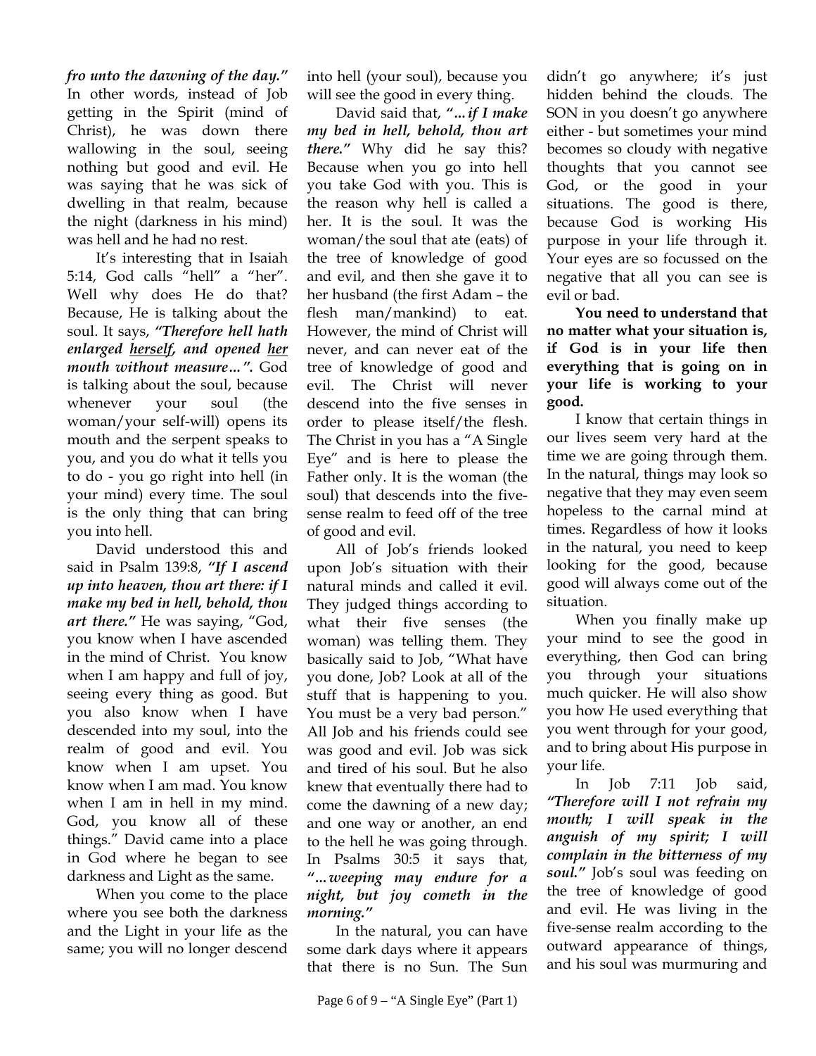***fro unto the dawning of the day."*** In other words, instead of Job getting in the Spirit (mind of Christ), he was down there wallowing in the soul, seeing nothing but good and evil. He was saying that he was sick of dwelling in that realm, because the night (darkness in his mind) was hell and he had no rest.

It's interesting that in Isaiah 5:14, God calls "hell" a "her". Well why does He do that? Because, He is talking about the soul. It says, ***"Therefore hell hath enlarged <u>herself</u>, and opened <u>her</u> mouth without measure…".*** God is talking about the soul, because whenever your soul (the woman/your self-will) opens its mouth and the serpent speaks to you, and you do what it tells you to do - you go right into hell (in your mind) every time. The soul is the only thing that can bring you into hell.

David understood this and said in Psalm 139:8, ***"If I ascend up into heaven, thou art there: if I make my bed in hell, behold, thou art there."*** He was saying, "God, you know when I have ascended in the mind of Christ. You know when I am happy and full of joy, seeing every thing as good. But you also know when I have descended into my soul, into the realm of good and evil. You know when I am upset. You know when I am mad. You know when I am in hell in my mind. God, you know all of these things." David came into a place in God where he began to see darkness and Light as the same.

When you come to the place where you see both the darkness and the Light in your life as the same; you will no longer descend into hell (your soul), because you will see the good in every thing.

David said that, ***"…if I make my bed in hell, behold, thou art there."*** Why did he say this? Because when you go into hell you take God with you. This is the reason why hell is called a her. It is the soul. It was the woman/the soul that ate (eats) of the tree of knowledge of good and evil, and then she gave it to her husband (the first Adam – the flesh man/mankind) to eat. However, the mind of Christ will never, and can never eat of the tree of knowledge of good and evil. The Christ will never descend into the five senses in order to please itself/the flesh. The Christ in you has a "A Single Eye" and is here to please the Father only. It is the woman (the soul) that descends into the five-sense realm to feed off of the tree of good and evil.

All of Job's friends looked upon Job's situation with their natural minds and called it evil. They judged things according to what their five senses (the woman) was telling them. They basically said to Job, "What have you done, Job? Look at all of the stuff that is happening to you. You must be a very bad person." All Job and his friends could see was good and evil. Job was sick and tired of his soul. But he also knew that eventually there had to come the dawning of a new day; and one way or another, an end to the hell he was going through. In Psalms 30:5 it says that, ***"…weeping may endure for a night, but joy cometh in the morning."***

In the natural, you can have some dark days where it appears that there is no Sun. The Sun didn't go anywhere; it's just hidden behind the clouds. The SON in you doesn't go anywhere either - but sometimes your mind becomes so cloudy with negative thoughts that you cannot see God, or the good in your situations. The good is there, because God is working His purpose in your life through it. Your eyes are so focussed on the negative that all you can see is evil or bad.

**You need to understand that no matter what your situation is, if God is in your life then everything that is going on in your life is working to your good.**

I know that certain things in our lives seem very hard at the time we are going through them. In the natural, things may look so negative that they may even seem hopeless to the carnal mind at times. Regardless of how it looks in the natural, you need to keep looking for the good, because good will always come out of the situation.

When you finally make up your mind to see the good in everything, then God can bring you through your situations much quicker. He will also show you how He used everything that you went through for your good, and to bring about His purpose in your life.

In Job 7:11 Job said, ***"Therefore will I not refrain my mouth; I will speak in the anguish of my spirit; I will complain in the bitterness of my soul."*** Job's soul was feeding on the tree of knowledge of good and evil. He was living in the five-sense realm according to the outward appearance of things, and his soul was murmuring and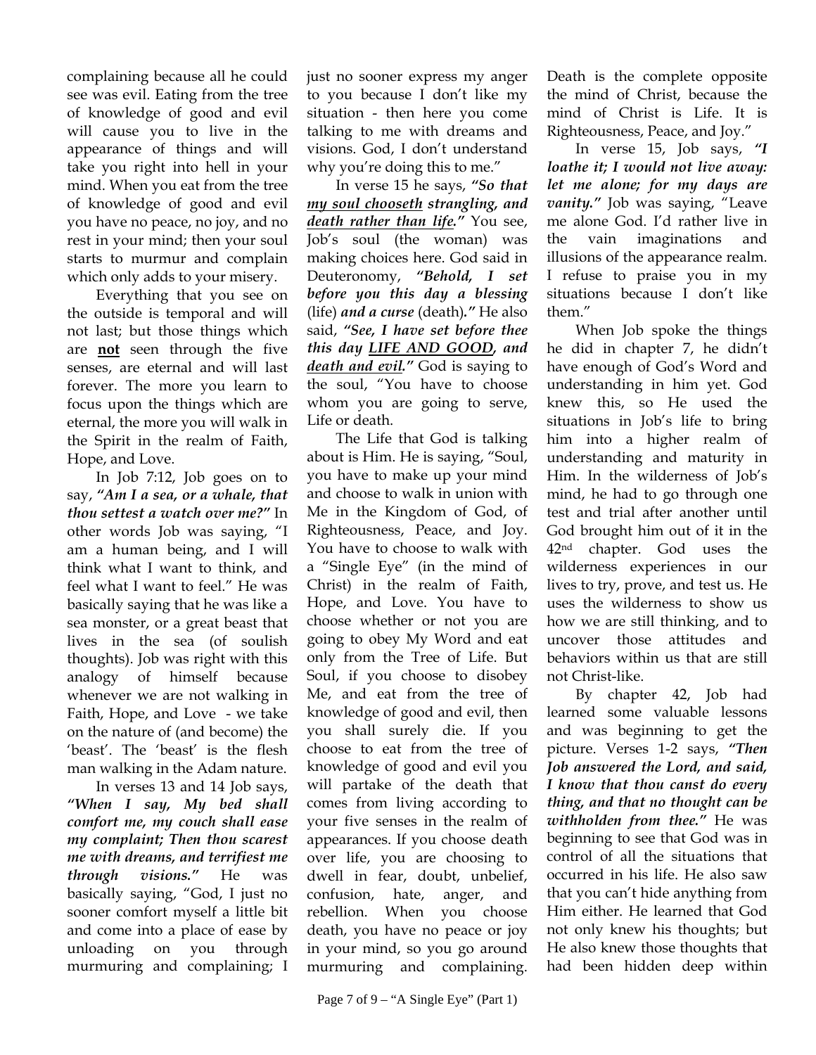complaining because all he could see was evil. Eating from the tree of knowledge of good and evil will cause you to live in the appearance of things and will take you right into hell in your mind. When you eat from the tree of knowledge of good and evil you have no peace, no joy, and no rest in your mind; then your soul starts to murmur and complain which only adds to your misery.

Everything that you see on the outside is temporal and will not last; but those things which are **not** seen through the five senses, are eternal and will last forever. The more you learn to focus upon the things which are eternal, the more you will walk in the Spirit in the realm of Faith, Hope, and Love.

In Job 7:12, Job goes on to say, ***"Am I a sea, or a whale, that thou settest a watch over me?"*** In other words Job was saying, "I am a human being, and I will think what I want to think, and feel what I want to feel." He was basically saying that he was like a sea monster, or a great beast that lives in the sea (of soulish thoughts). Job was right with this analogy of himself because whenever we are not walking in Faith, Hope, and Love - we take on the nature of (and become) the 'beast'. The 'beast' is the flesh man walking in the Adam nature.

In verses 13 and 14 Job says, ***"When I say, My bed shall comfort me, my couch shall ease my complaint; Then thou scarest me with dreams, and terrifiest me through visions."*** He was basically saying, "God, I just no sooner comfort myself a little bit and come into a place of ease by unloading on you through murmuring and complaining; I just no sooner express my anger to you because I don't like my situation - then here you come talking to me with dreams and visions. God, I don't understand why you're doing this to me."

In verse 15 he says, ***"So that <u>my soul chooseth</u> strangling, and <u>death rather than life</u>."*** You see, Job's soul (the woman) was making choices here. God said in Deuteronomy, ***"Behold, I set before you this day a blessing*** (life) ***and a curse*** (death)***."*** He also said, ***"See, I have set before thee this day <u>LIFE AND GOOD</u>, and <u>death and evil</u>."*** God is saying to the soul, "You have to choose whom you are going to serve, Life or death.

The Life that God is talking about is Him. He is saying, "Soul, you have to make up your mind and choose to walk in union with Me in the Kingdom of God, of Righteousness, Peace, and Joy. You have to choose to walk with a "Single Eye" (in the mind of Christ) in the realm of Faith, Hope, and Love. You have to choose whether or not you are going to obey My Word and eat only from the Tree of Life. But Soul, if you choose to disobey Me, and eat from the tree of knowledge of good and evil, then you shall surely die. If you choose to eat from the tree of knowledge of good and evil you will partake of the death that comes from living according to your five senses in the realm of appearances. If you choose death over life, you are choosing to dwell in fear, doubt, unbelief, confusion, hate, anger, and rebellion. When you choose death, you have no peace or joy in your mind, so you go around murmuring and complaining. Death is the complete opposite the mind of Christ, because the mind of Christ is Life. It is Righteousness, Peace, and Joy."

In verse 15, Job says, ***"I loathe it; I would not live away: let me alone; for my days are vanity."*** Job was saying, "Leave me alone God. I'd rather live in the vain imaginations and illusions of the appearance realm. I refuse to praise you in my situations because I don't like them."

When Job spoke the things he did in chapter 7, he didn't have enough of God's Word and understanding in him yet. God knew this, so He used the situations in Job's life to bring him into a higher realm of understanding and maturity in Him. In the wilderness of Job's mind, he had to go through one test and trial after another until God brought him out of it in the 42nd chapter. God uses the wilderness experiences in our lives to try, prove, and test us. He uses the wilderness to show us how we are still thinking, and to uncover those attitudes and behaviors within us that are still not Christ-like.

By chapter 42, Job had learned some valuable lessons and was beginning to get the picture. Verses 1-2 says, ***"Then Job answered the Lord, and said, I know that thou canst do every thing, and that no thought can be withholden from thee."*** He was beginning to see that God was in control of all the situations that occurred in his life. He also saw that you can't hide anything from Him either. He learned that God not only knew his thoughts; but He also knew those thoughts that had been hidden deep within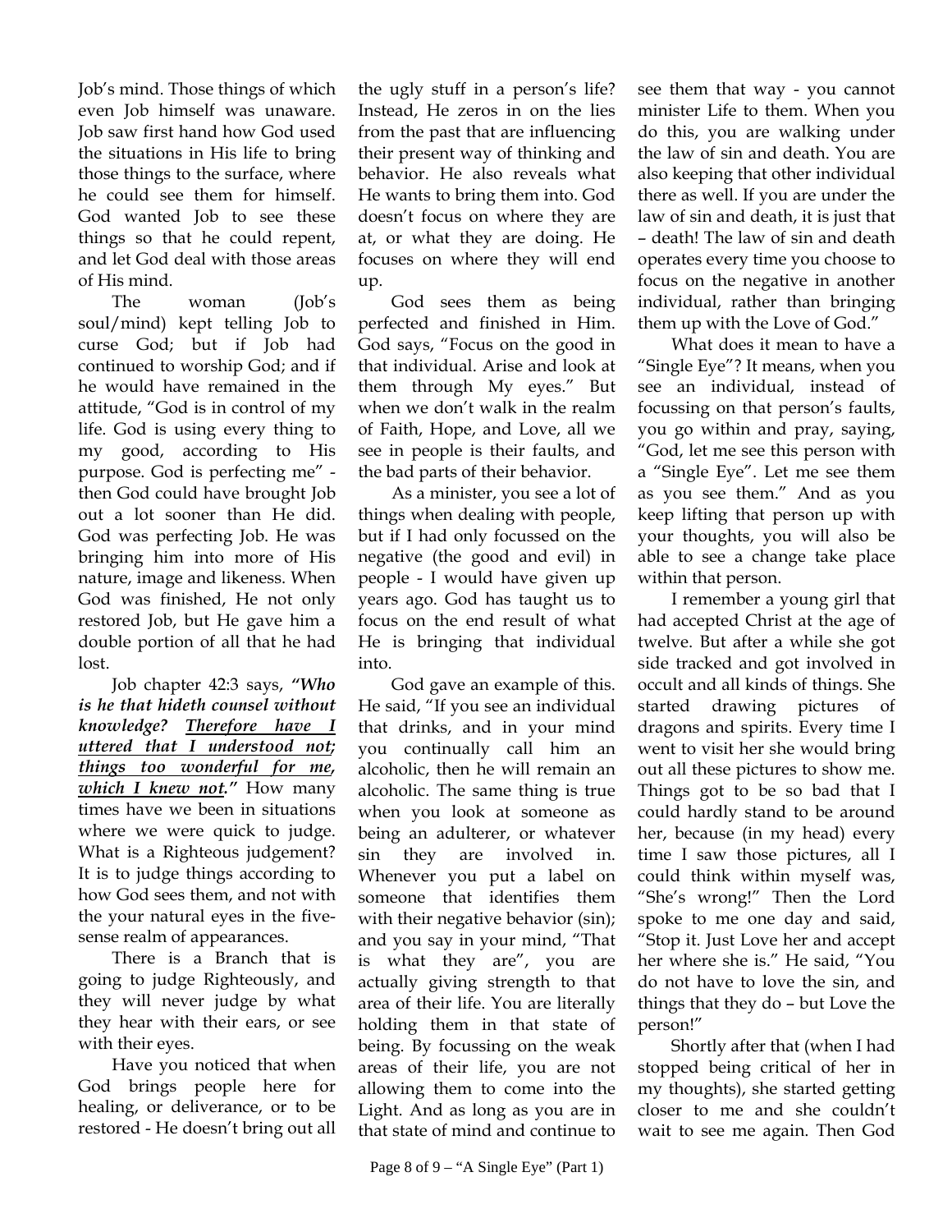Job's mind. Those things of which even Job himself was unaware. Job saw first hand how God used the situations in His life to bring those things to the surface, where he could see them for himself. God wanted Job to see these things so that he could repent, and let God deal with those areas of His mind.

The woman (Job's soul/mind) kept telling Job to curse God; but if Job had continued to worship God; and if he would have remained in the attitude, "God is in control of my life. God is using every thing to my good, according to His purpose. God is perfecting me" - then God could have brought Job out a lot sooner than He did. God was perfecting Job. He was bringing him into more of His nature, image and likeness. When God was finished, He not only restored Job, but He gave him a double portion of all that he had lost.

Job chapter 42:3 says, ***"Who is he that hideth counsel without knowledge? <u>Therefore have I uttered that I understood not; things too wonderful for me, which I knew not</u>."*** How many times have we been in situations where we were quick to judge. What is a Righteous judgement? It is to judge things according to how God sees them, and not with the your natural eyes in the five-sense realm of appearances.

There is a Branch that is going to judge Righteously, and they will never judge by what they hear with their ears, or see with their eyes.

Have you noticed that when God brings people here for healing, or deliverance, or to be restored - He doesn't bring out all the ugly stuff in a person's life? Instead, He zeros in on the lies from the past that are influencing their present way of thinking and behavior. He also reveals what He wants to bring them into. God doesn't focus on where they are at, or what they are doing. He focuses on where they will end up.

God sees them as being perfected and finished in Him. God says, "Focus on the good in that individual. Arise and look at them through My eyes." But when we don't walk in the realm of Faith, Hope, and Love, all we see in people is their faults, and the bad parts of their behavior.

As a minister, you see a lot of things when dealing with people, but if I had only focussed on the negative (the good and evil) in people - I would have given up years ago. God has taught us to focus on the end result of what He is bringing that individual into.

God gave an example of this. He said, "If you see an individual that drinks, and in your mind you continually call him an alcoholic, then he will remain an alcoholic. The same thing is true when you look at someone as being an adulterer, or whatever sin they are involved in. Whenever you put a label on someone that identifies them with their negative behavior (sin); and you say in your mind, "That is what they are", you are actually giving strength to that area of their life. You are literally holding them in that state of being. By focussing on the weak areas of their life, you are not allowing them to come into the Light. And as long as you are in that state of mind and continue to see them that way - you cannot minister Life to them. When you do this, you are walking under the law of sin and death. You are also keeping that other individual there as well. If you are under the law of sin and death, it is just that – death! The law of sin and death operates every time you choose to focus on the negative in another individual, rather than bringing them up with the Love of God."

What does it mean to have a "Single Eye"? It means, when you see an individual, instead of focussing on that person's faults, you go within and pray, saying, "God, let me see this person with a "Single Eye". Let me see them as you see them." And as you keep lifting that person up with your thoughts, you will also be able to see a change take place within that person.

I remember a young girl that had accepted Christ at the age of twelve. But after a while she got side tracked and got involved in occult and all kinds of things. She started drawing pictures of dragons and spirits. Every time I went to visit her she would bring out all these pictures to show me. Things got to be so bad that I could hardly stand to be around her, because (in my head) every time I saw those pictures, all I could think within myself was, "She's wrong!" Then the Lord spoke to me one day and said, "Stop it. Just Love her and accept her where she is." He said, "You do not have to love the sin, and things that they do – but Love the person!"

Shortly after that (when I had stopped being critical of her in my thoughts), she started getting closer to me and she couldn't wait to see me again. Then God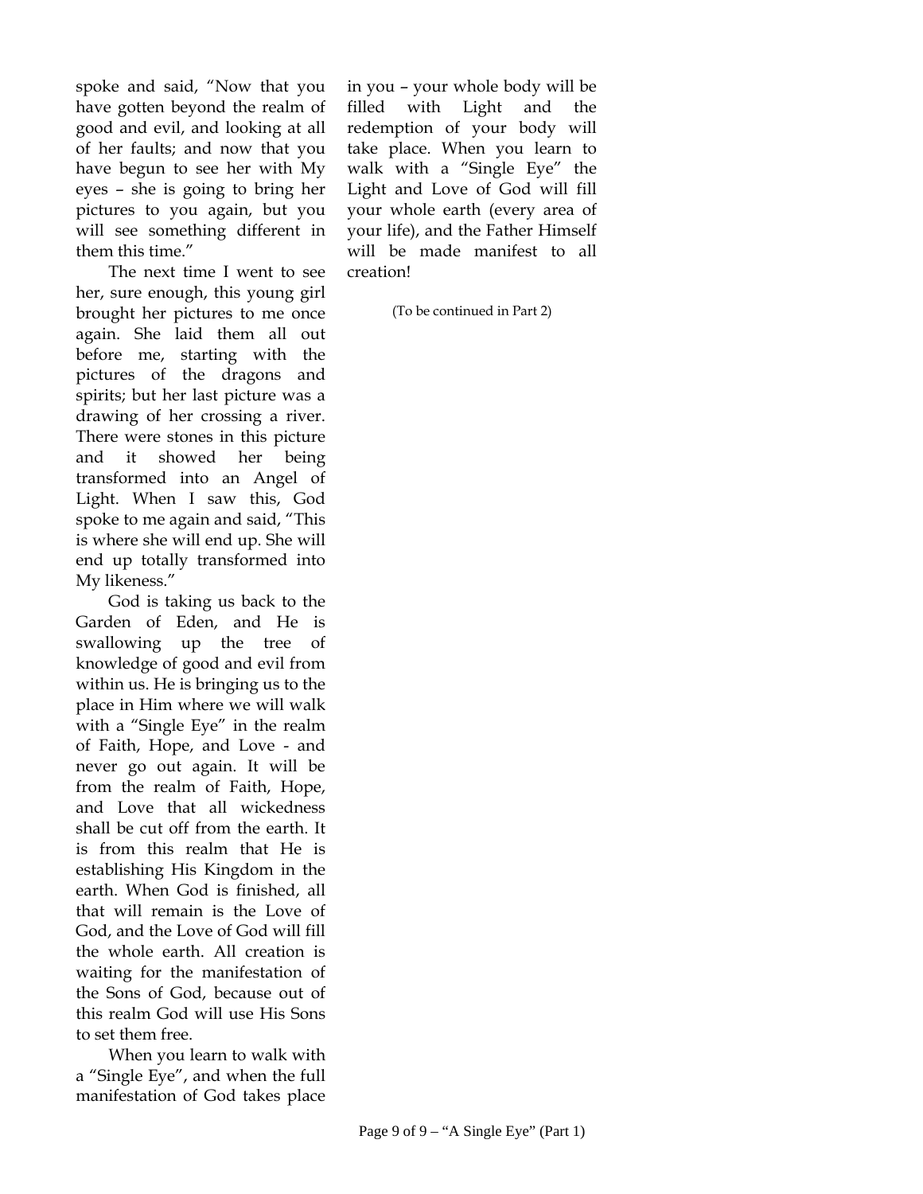spoke and said, "Now that you have gotten beyond the realm of good and evil, and looking at all of her faults; and now that you have begun to see her with My eyes – she is going to bring her pictures to you again, but you will see something different in them this time."

The next time I went to see her, sure enough, this young girl brought her pictures to me once again. She laid them all out before me, starting with the pictures of the dragons and spirits; but her last picture was a drawing of her crossing a river. There were stones in this picture and it showed her being transformed into an Angel of Light. When I saw this, God spoke to me again and said, "This is where she will end up. She will end up totally transformed into My likeness."

God is taking us back to the Garden of Eden, and He is swallowing up the tree of knowledge of good and evil from within us. He is bringing us to the place in Him where we will walk with a "Single Eye" in the realm of Faith, Hope, and Love - and never go out again. It will be from the realm of Faith, Hope, and Love that all wickedness shall be cut off from the earth. It is from this realm that He is establishing His Kingdom in the earth. When God is finished, all that will remain is the Love of God, and the Love of God will fill the whole earth. All creation is waiting for the manifestation of the Sons of God, because out of this realm God will use His Sons to set them free.

When you learn to walk with a "Single Eye", and when the full manifestation of God takes place in you – your whole body will be filled with Light and the redemption of your body will take place. When you learn to walk with a "Single Eye" the Light and Love of God will fill your whole earth (every area of your life), and the Father Himself will be made manifest to all creation!

(To be continued in Part 2)